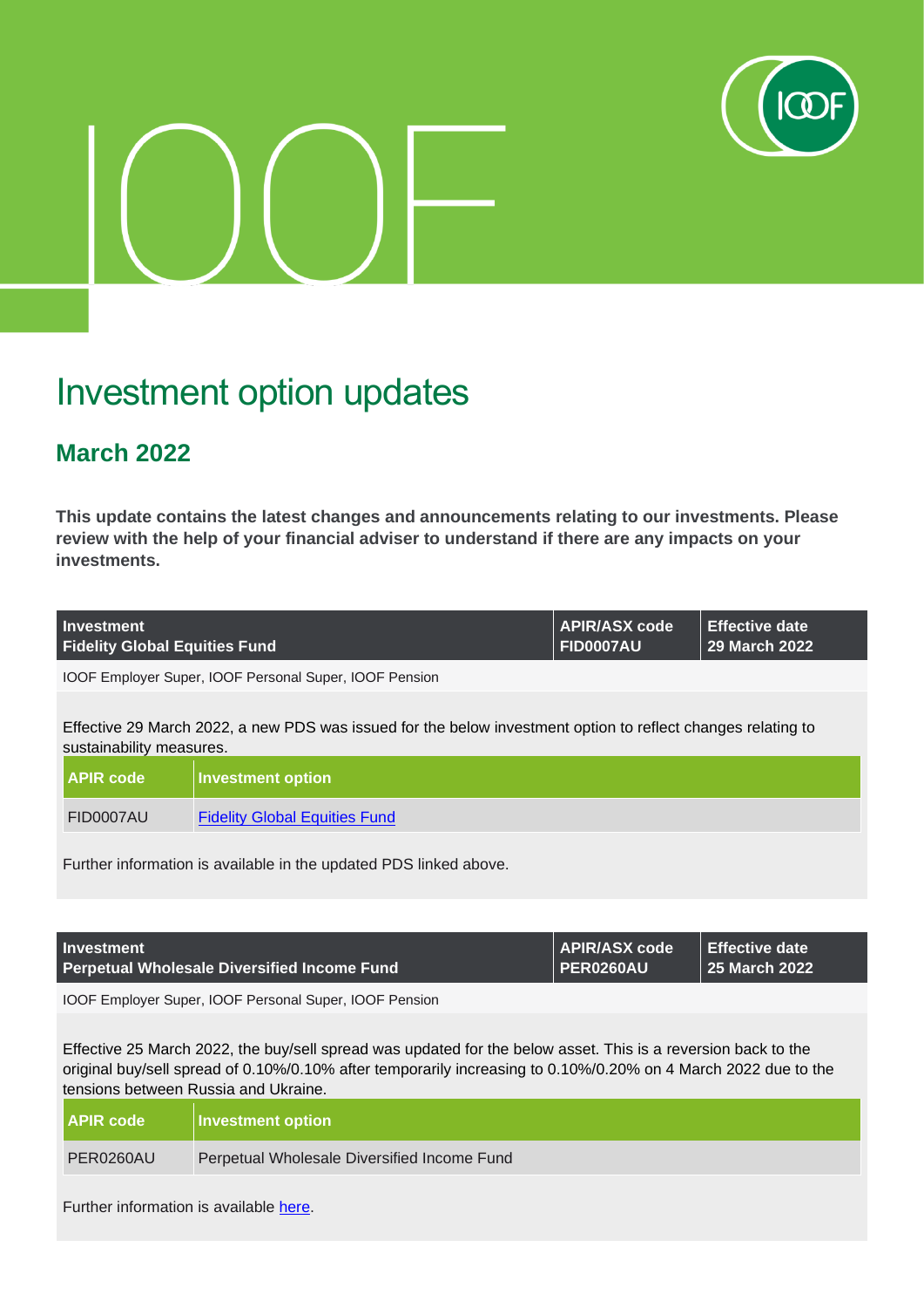# Investment option updates

## March 2022

**This update contains the latest changes and announcements relating to our investments. Please review with the help of your financial adviser to understand if there are any impacts on your investments.**

| Investment<br>Fidelity Global Equities Fund | APIR/ASX code<br>FID0007AU | Effective date<br>29 March 2022 |
|---|---|---|

IOOF Employer Super, IOOF Personal Super, IOOF Pension

Effective 29 March 2022, a new PDS was issued for the below investment option to reflect changes relating to sustainability measures.

| APIR code | Investment option |
|---|---|
| FID0007AU | [Fidelity Global Equities Fund]() |

Further information is available in the updated PDS linked above.

| Investment<br>Perpetual Wholesale Diversified Income Fund | APIR/ASX code<br>PER0260AU | Effective date<br>25 March 2022 |
|---|---|---|

IOOF Employer Super, IOOF Personal Super, IOOF Pension

Effective 25 March 2022, the buy/sell spread was updated for the below asset. This is a reversion back to the original buy/sell spread of 0.10%/0.10% after temporarily increasing to 0.10%/0.20% on 4 March 2022 due to the tensions between Russia and Ukraine.

| APIR code | Investment option |
|---|---|
| PER0260AU | Perpetual Wholesale Diversified Income Fund |

Further information is available [here]().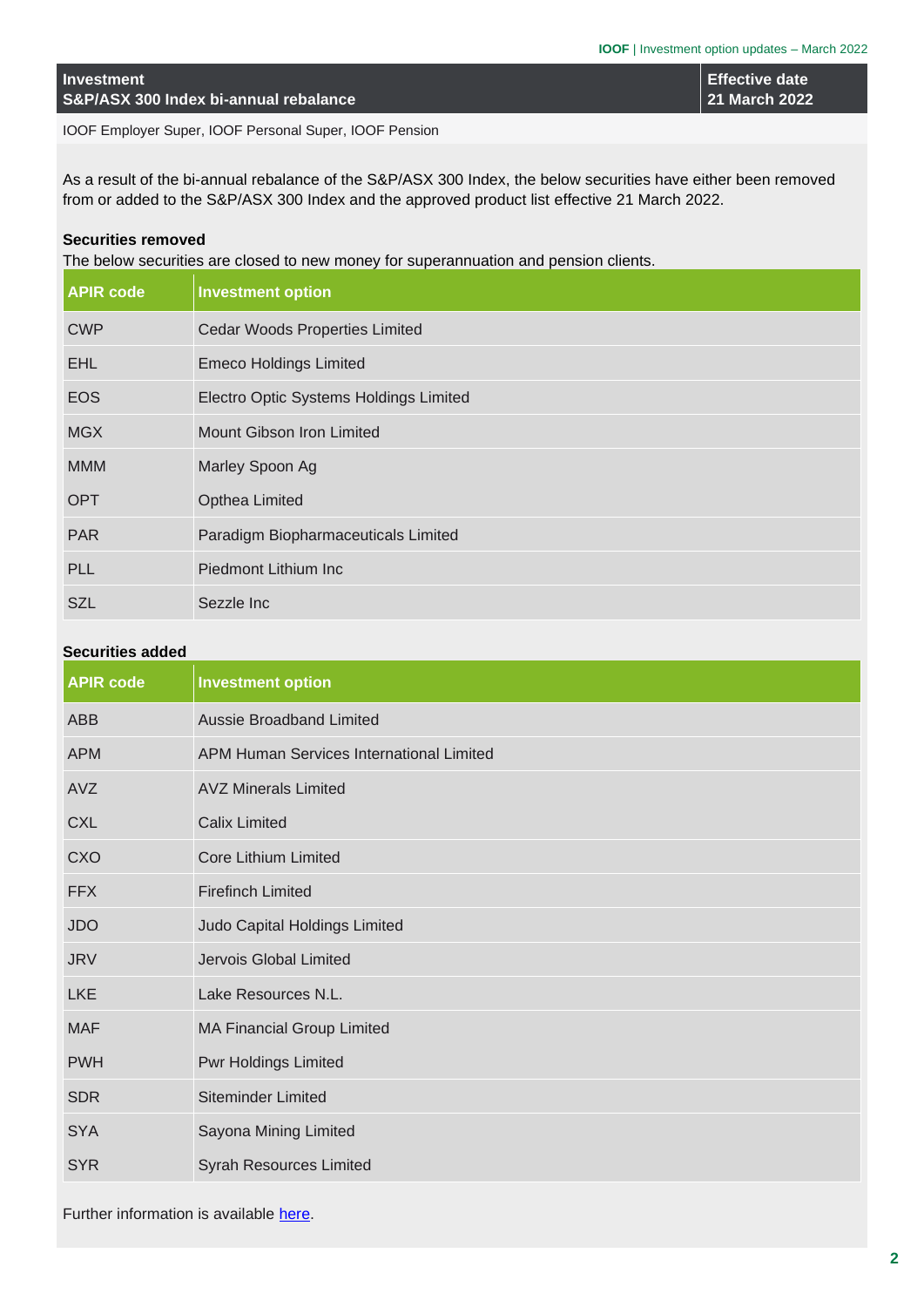| Investment | Effective date |
|---|---|
| S&P/ASX 300 Index bi-annual rebalance | 21 March 2022 |

IOOF Employer Super, IOOF Personal Super, IOOF Pension

As a result of the bi-annual rebalance of the S&P/ASX 300 Index, the below securities have either been removed from or added to the S&P/ASX 300 Index and the approved product list effective 21 March 2022.

**Securities removed**

The below securities are closed to new money for superannuation and pension clients.

| APIR code | Investment option |
|---|---|
| CWP | Cedar Woods Properties Limited |
| EHL | Emeco Holdings Limited |
| EOS | Electro Optic Systems Holdings Limited |
| MGX | Mount Gibson Iron Limited |
| MMM | Marley Spoon Ag |
| OPT | Opthea Limited |
| PAR | Paradigm Biopharmaceuticals Limited |
| PLL | Piedmont Lithium Inc |
| SZL | Sezzle Inc |

**Securities added**

| APIR code | Investment option |
|---|---|
| ABB | Aussie Broadband Limited |
| APM | APM Human Services International Limited |
| AVZ | AVZ Minerals Limited |
| CXL | Calix Limited |
| CXO | Core Lithium Limited |
| FFX | Firefinch Limited |
| JDO | Judo Capital Holdings Limited |
| JRV | Jervois Global Limited |
| LKE | Lake Resources N.L. |
| MAF | MA Financial Group Limited |
| PWH | Pwr Holdings Limited |
| SDR | Siteminder Limited |
| SYA | Sayona Mining Limited |
| SYR | Syrah Resources Limited |

Further information is available here.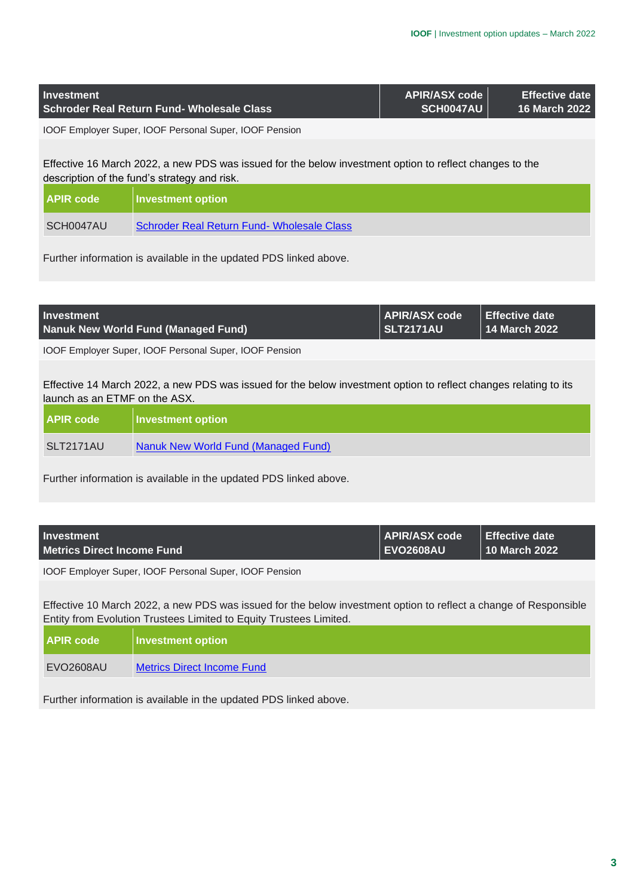| Investment | APIR/ASX code | Effective date |
| --- | --- | --- |
| Schroder Real Return Fund- Wholesale Class | SCH0047AU | 16 March 2022 |

IOOF Employer Super, IOOF Personal Super, IOOF Pension

Effective 16 March 2022, a new PDS was issued for the below investment option to reflect changes to the description of the fund's strategy and risk.

| APIR code | Investment option |
| --- | --- |
| SCH0047AU | Schroder Real Return Fund- Wholesale Class |

Further information is available in the updated PDS linked above.

| Investment | APIR/ASX code | Effective date |
| --- | --- | --- |
| Nanuk New World Fund (Managed Fund) | SLT2171AU | 14 March 2022 |

IOOF Employer Super, IOOF Personal Super, IOOF Pension

Effective 14 March 2022, a new PDS was issued for the below investment option to reflect changes relating to its launch as an ETMF on the ASX.

| APIR code | Investment option |
| --- | --- |
| SLT2171AU | Nanuk New World Fund (Managed Fund) |

Further information is available in the updated PDS linked above.

| Investment | APIR/ASX code | Effective date |
| --- | --- | --- |
| Metrics Direct Income Fund | EVO2608AU | 10 March 2022 |

IOOF Employer Super, IOOF Personal Super, IOOF Pension

Effective 10 March 2022, a new PDS was issued for the below investment option to reflect a change of Responsible Entity from Evolution Trustees Limited to Equity Trustees Limited.

| APIR code | Investment option |
| --- | --- |
| EVO2608AU | Metrics Direct Income Fund |

Further information is available in the updated PDS linked above.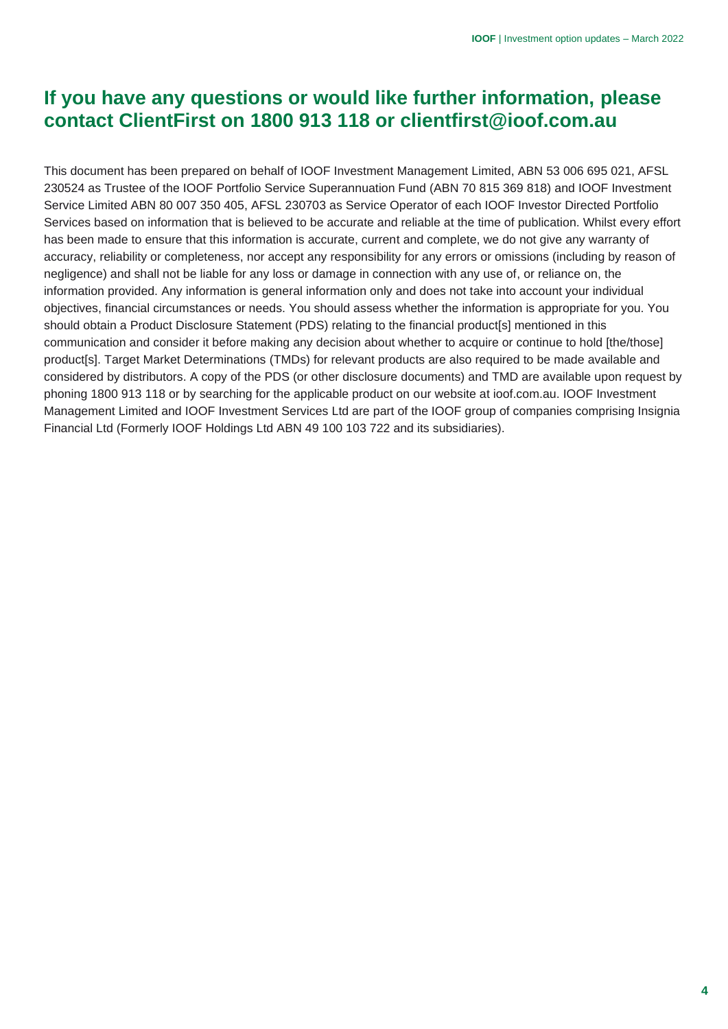## If you have any questions or would like further information, please contact ClientFirst on 1800 913 118 or clientfirst@ioof.com.au

This document has been prepared on behalf of IOOF Investment Management Limited, ABN 53 006 695 021, AFSL 230524 as Trustee of the IOOF Portfolio Service Superannuation Fund (ABN 70 815 369 818) and IOOF Investment Service Limited ABN 80 007 350 405, AFSL 230703 as Service Operator of each IOOF Investor Directed Portfolio Services based on information that is believed to be accurate and reliable at the time of publication. Whilst every effort has been made to ensure that this information is accurate, current and complete, we do not give any warranty of accuracy, reliability or completeness, nor accept any responsibility for any errors or omissions (including by reason of negligence) and shall not be liable for any loss or damage in connection with any use of, or reliance on, the information provided. Any information is general information only and does not take into account your individual objectives, financial circumstances or needs. You should assess whether the information is appropriate for you. You should obtain a Product Disclosure Statement (PDS) relating to the financial product[s] mentioned in this communication and consider it before making any decision about whether to acquire or continue to hold [the/those] product[s]. Target Market Determinations (TMDs) for relevant products are also required to be made available and considered by distributors. A copy of the PDS (or other disclosure documents) and TMD are available upon request by phoning 1800 913 118 or by searching for the applicable product on our website at ioof.com.au. IOOF Investment Management Limited and IOOF Investment Services Ltd are part of the IOOF group of companies comprising Insignia Financial Ltd (Formerly IOOF Holdings Ltd ABN 49 100 103 722 and its subsidiaries).